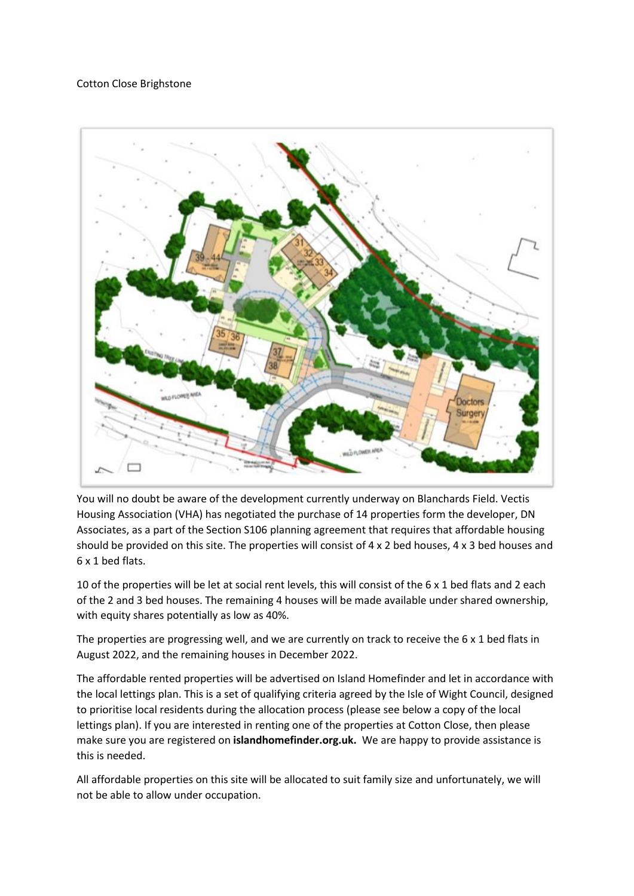Cotton Close Brighstone

You will no doubt be aware of the development currently underway on Blanchards Field. Vectis Housing Association (VHA) has negotiated the purchase of 14 properties form the developer, DN Associates, as a part of the Section S106 planning agreement that requires that affordable housing should be provided on this site. The properties will consist of 4 x 2 bed houses, 4 x 3 bed houses and 6 x 1 bed flats.

10 of the properties will be let at social rent levels, this will consist of the 6 x 1 bed flats and 2 each of the 2 and 3 bed houses. The remaining 4 houses will be made available under shared ownership, with equity shares potentially as low as 40%.

The properties are progressing well, and we are currently on track to receive the 6 x 1 bed flats in August 2022, and the remaining houses in December 2022.

The affordable rented properties will be advertised on Island Homefinder and let in accordance with the local lettings plan. This is a set of qualifying criteria agreed by the Isle of Wight Council, designed to prioritise local residents during the allocation process (please see below a copy of the local lettings plan). If you are interested in renting one of the properties at Cotton Close, then please make sure you are registered on **islandhomefinder.org.uk.** We are happy to provide assistance is this is needed.

All affordable properties on this site will be allocated to suit family size and unfortunately, we will not be able to allow under occupation.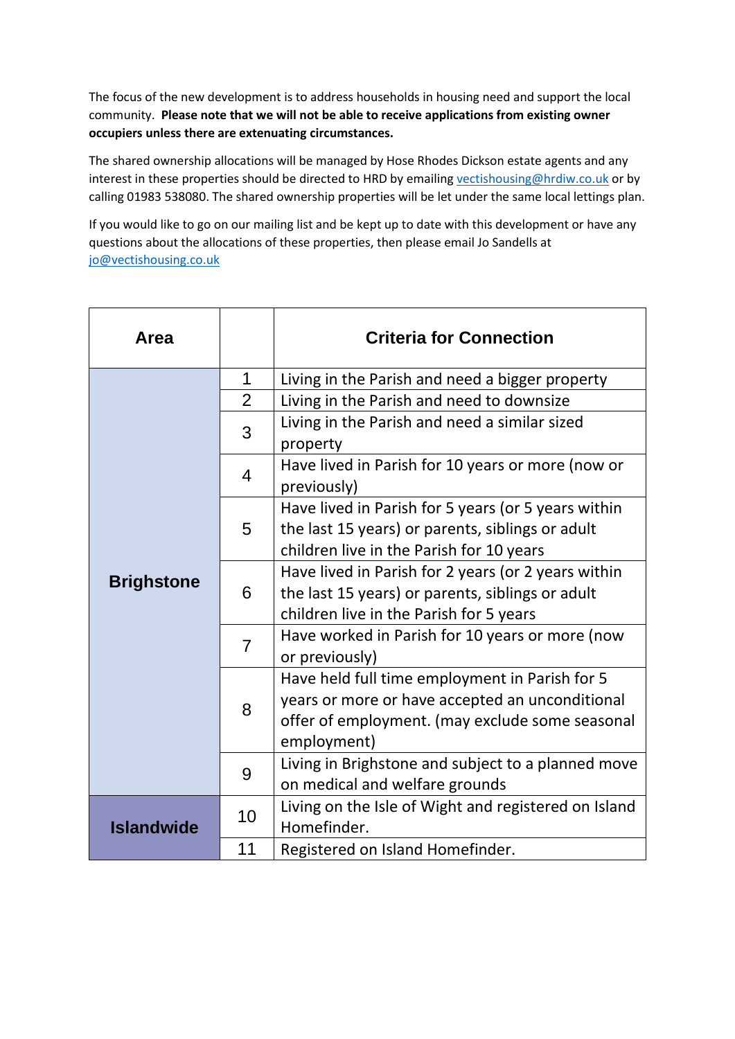The focus of the new development is to address households in housing need and support the local community. **Please note that we will not be able to receive applications from existing owner occupiers unless there are extenuating circumstances.**

The shared ownership allocations will be managed by Hose Rhodes Dickson estate agents and any interest in these properties should be directed to HRD by emailing vectishousing@hrdiw.co.uk or by calling 01983 538080. The shared ownership properties will be let under the same local lettings plan.

If you would like to go on our mailing list and be kept up to date with this development or have any questions about the allocations of these properties, then please email Jo Sandells at jo@vectishousing.co.uk

| Area | | Criteria for Connection |
|---|---|---|
| Brighstone | 1 | Living in the Parish and need a bigger property |
| | 2 | Living in the Parish and need to downsize |
| | 3 | Living in the Parish and need a similar sized property |
| | 4 | Have lived in Parish for 10 years or more (now or previously) |
| | 5 | Have lived in Parish for 5 years (or 5 years within the last 15 years) or parents, siblings or adult children live in the Parish for 10 years |
| | 6 | Have lived in Parish for 2 years (or 2 years within the last 15 years) or parents, siblings or adult children live in the Parish for 5 years |
| | 7 | Have worked in Parish for 10 years or more (now or previously) |
| | 8 | Have held full time employment in Parish for 5 years or more or have accepted an unconditional offer of employment. (may exclude some seasonal employment) |
| | 9 | Living in Brighstone and subject to a planned move on medical and welfare grounds |
| Islandwide | 10 | Living on the Isle of Wight and registered on Island Homefinder. |
| | 11 | Registered on Island Homefinder. |